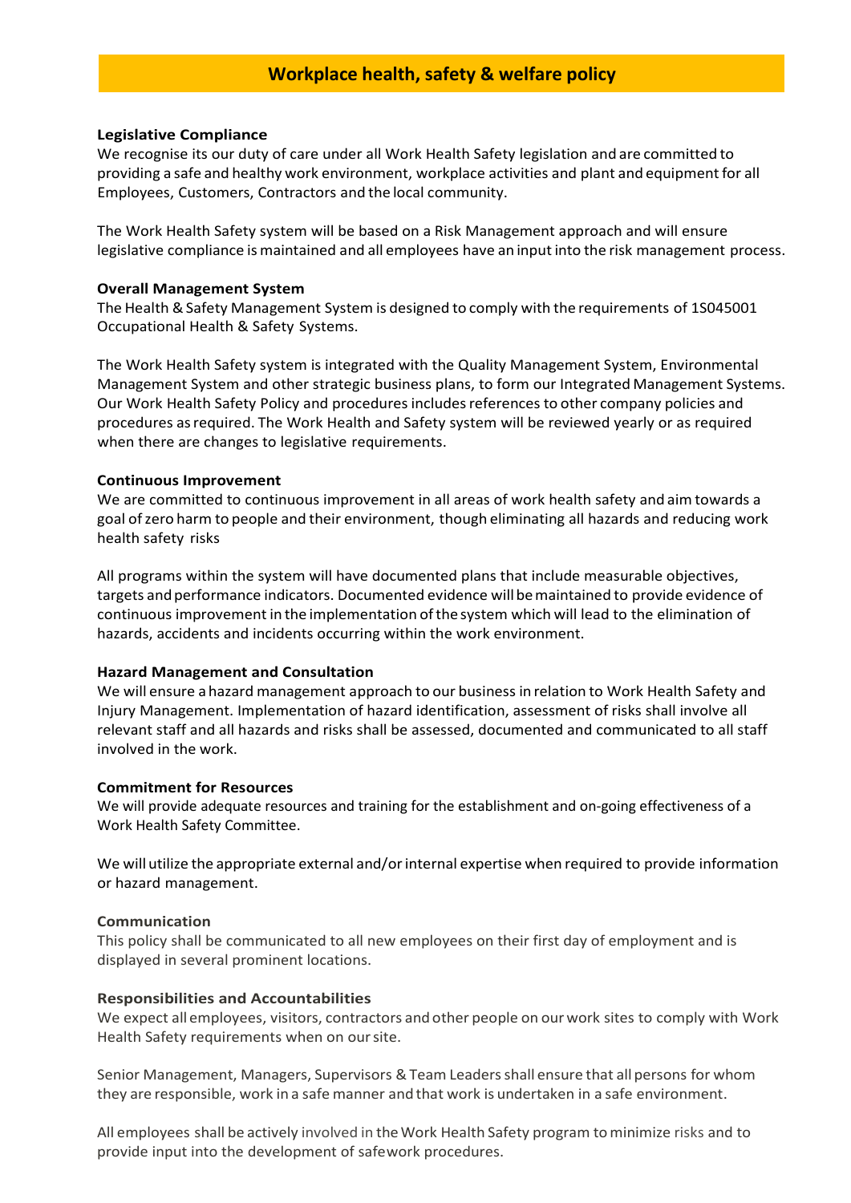# Workplace health, safety & welfare policy

**Legislative Compliance**

We recognise its our duty of care under all Work Health Safety legislation and are committed to providing a safe and healthy work environment, workplace activities and plant and equipment for all Employees, Customers, Contractors and the local community.

The Work Health Safety system will be based on a Risk Management approach and will ensure legislative compliance is maintained and all employees have an input into the risk management process.

**Overall Management System**

The Health & Safety Management System is designed to comply with the requirements of 1S045001 Occupational Health & Safety Systems.

The Work Health Safety system is integrated with the Quality Management System, Environmental Management System and other strategic business plans, to form our Integrated Management Systems. Our Work Health Safety Policy and procedures includes references to other company policies and procedures as required. The Work Health and Safety system will be reviewed yearly or as required when there are changes to legislative requirements.

**Continuous Improvement**

We are committed to continuous improvement in all areas of work health safety and aim towards a goal of zero harm to people and their environment, though eliminating all hazards and reducing work health safety risks

All programs within the system will have documented plans that include measurable objectives, targets and performance indicators. Documented evidence will be maintained to provide evidence of continuous improvement in the implementation of the system which will lead to the elimination of hazards, accidents and incidents occurring within the work environment.

**Hazard Management and Consultation**

We will ensure a hazard management approach to our business in relation to Work Health Safety and Injury Management. Implementation of hazard identification, assessment of risks shall involve all relevant staff and all hazards and risks shall be assessed, documented and communicated to all staff involved in the work.

**Commitment for Resources**

We will provide adequate resources and training for the establishment and on-going effectiveness of a Work Health Safety Committee.

We will utilize the appropriate external and/or internal expertise when required to provide information or hazard management.

**Communication**

This policy shall be communicated to all new employees on their first day of employment and is displayed in several prominent locations.

**Responsibilities and Accountabilities**

We expect all employees, visitors, contractors and other people on our work sites to comply with Work Health Safety requirements when on our site.

Senior Management, Managers, Supervisors & Team Leaders shall ensure that all persons for whom they are responsible, work in a safe manner and that work is undertaken in a safe environment.

All employees shall be actively involved in the Work Health Safety program to minimize risks and to provide input into the development of safework procedures.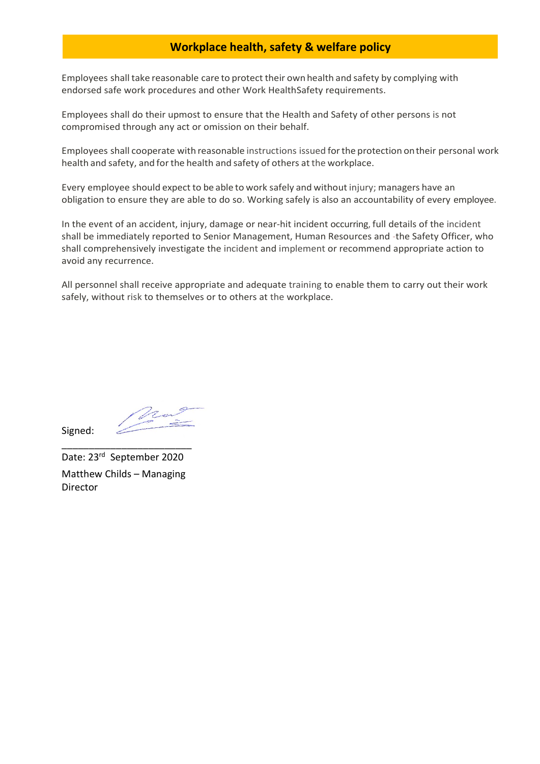## Workplace health, safety & welfare policy

Employees shall take reasonable care to protect their own health and safety by complying with endorsed safe work procedures and other Work HealthSafety requirements.

Employees shall do their upmost to ensure that the Health and Safety of other persons is not compromised through any act or omission on their behalf.

Employees shall cooperate with reasonable instructions issued for the protection on their personal work health and safety, and for the health and safety of others at the workplace.

Every employee should expect to be able to work safely and without injury; managers have an obligation to ensure they are able to do so. Working safely is also an accountability of every employee.

In the event of an accident, injury, damage or near-hit incident occurring, full details of the incident shall be immediately reported to Senior Management, Human Resources and -the Safety Officer, who shall comprehensively investigate the incident and implement or recommend appropriate action to avoid any recurrence.

All personnel shall receive appropriate and adequate training to enable them to carry out their work safely, without risk to themselves or to others at the workplace.

Signed: ________________________

Date: 23rd September 2020

Matthew Childs – Managing Director